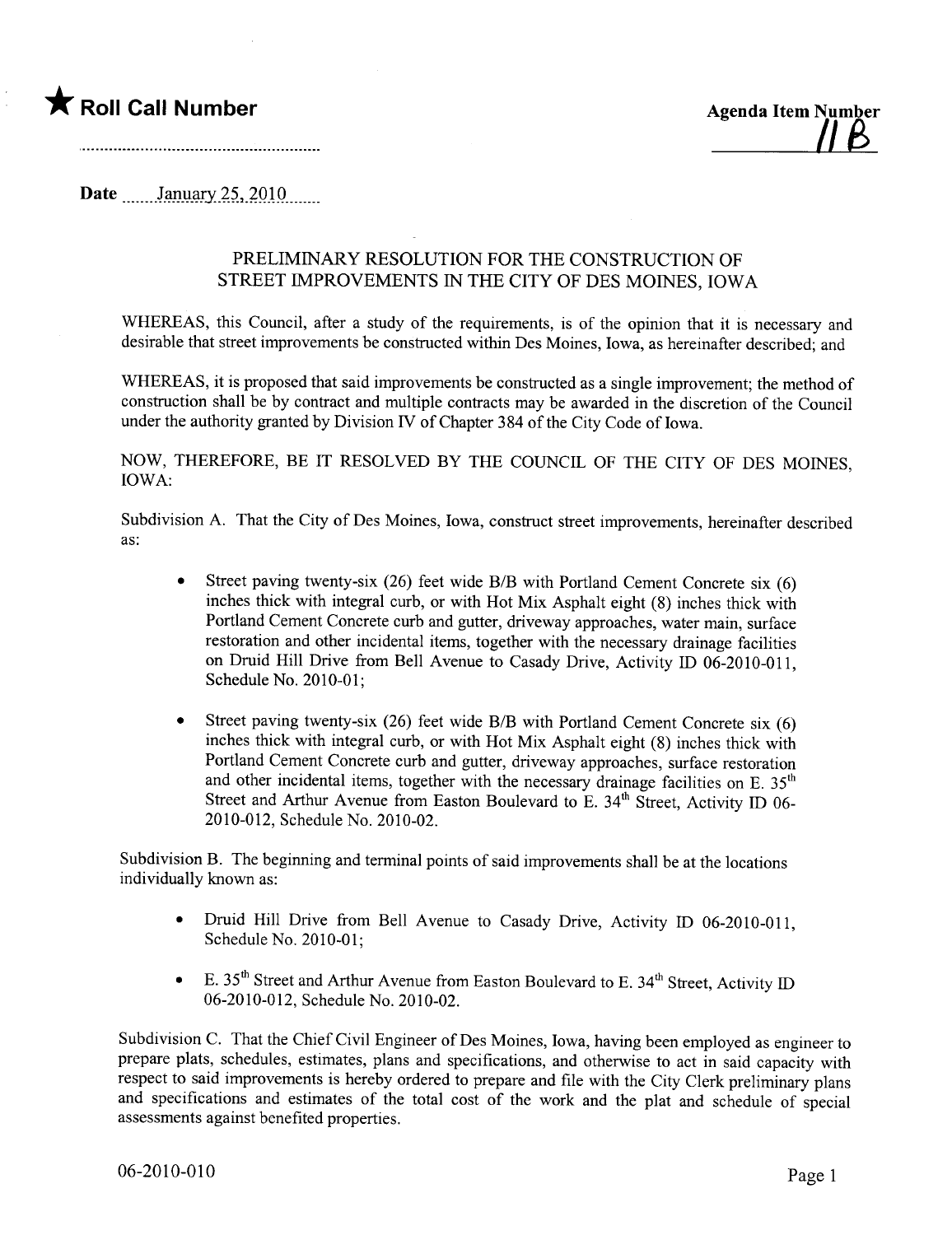★ **Roll Call Number**

**Agenda Item Number**
11B

Date January 25, 2010

PRELIMINARY RESOLUTION FOR THE CONSTRUCTION OF STREET IMPROVEMENTS IN THE CITY OF DES MOINES, IOWA

WHEREAS, this Council, after a study of the requirements, is of the opinion that it is necessary and desirable that street improvements be constructed within Des Moines, Iowa, as hereinafter described; and

WHEREAS, it is proposed that said improvements be constructed as a single improvement; the method of construction shall be by contract and multiple contracts may be awarded in the discretion of the Council under the authority granted by Division IV of Chapter 384 of the City Code of Iowa.

NOW, THEREFORE, BE IT RESOLVED BY THE COUNCIL OF THE CITY OF DES MOINES, IOWA:

Subdivision A. That the City of Des Moines, Iowa, construct street improvements, hereinafter described as:

- Street paving twenty-six (26) feet wide B/B with Portland Cement Concrete six (6) inches thick with integral curb, or with Hot Mix Asphalt eight (8) inches thick with Portland Cement Concrete curb and gutter, driveway approaches, water main, surface restoration and other incidental items, together with the necessary drainage facilities on Druid Hill Drive from Bell Avenue to Casady Drive, Activity ID 06-2010-011, Schedule No. 2010-01;
- Street paving twenty-six (26) feet wide B/B with Portland Cement Concrete six (6) inches thick with integral curb, or with Hot Mix Asphalt eight (8) inches thick with Portland Cement Concrete curb and gutter, driveway approaches, surface restoration and other incidental items, together with the necessary drainage facilities on E. 35th Street and Arthur Avenue from Easton Boulevard to E. 34th Street, Activity ID 06-2010-012, Schedule No. 2010-02.

Subdivision B. The beginning and terminal points of said improvements shall be at the locations individually known as:

- Druid Hill Drive from Bell Avenue to Casady Drive, Activity ID 06-2010-011, Schedule No. 2010-01;
- E. 35th Street and Arthur Avenue from Easton Boulevard to E. 34th Street, Activity ID 06-2010-012, Schedule No. 2010-02.

Subdivision C. That the Chief Civil Engineer of Des Moines, Iowa, having been employed as engineer to prepare plats, schedules, estimates, plans and specifications, and otherwise to act in said capacity with respect to said improvements is hereby ordered to prepare and file with the City Clerk preliminary plans and specifications and estimates of the total cost of the work and the plat and schedule of special assessments against benefited properties.

06-2010-010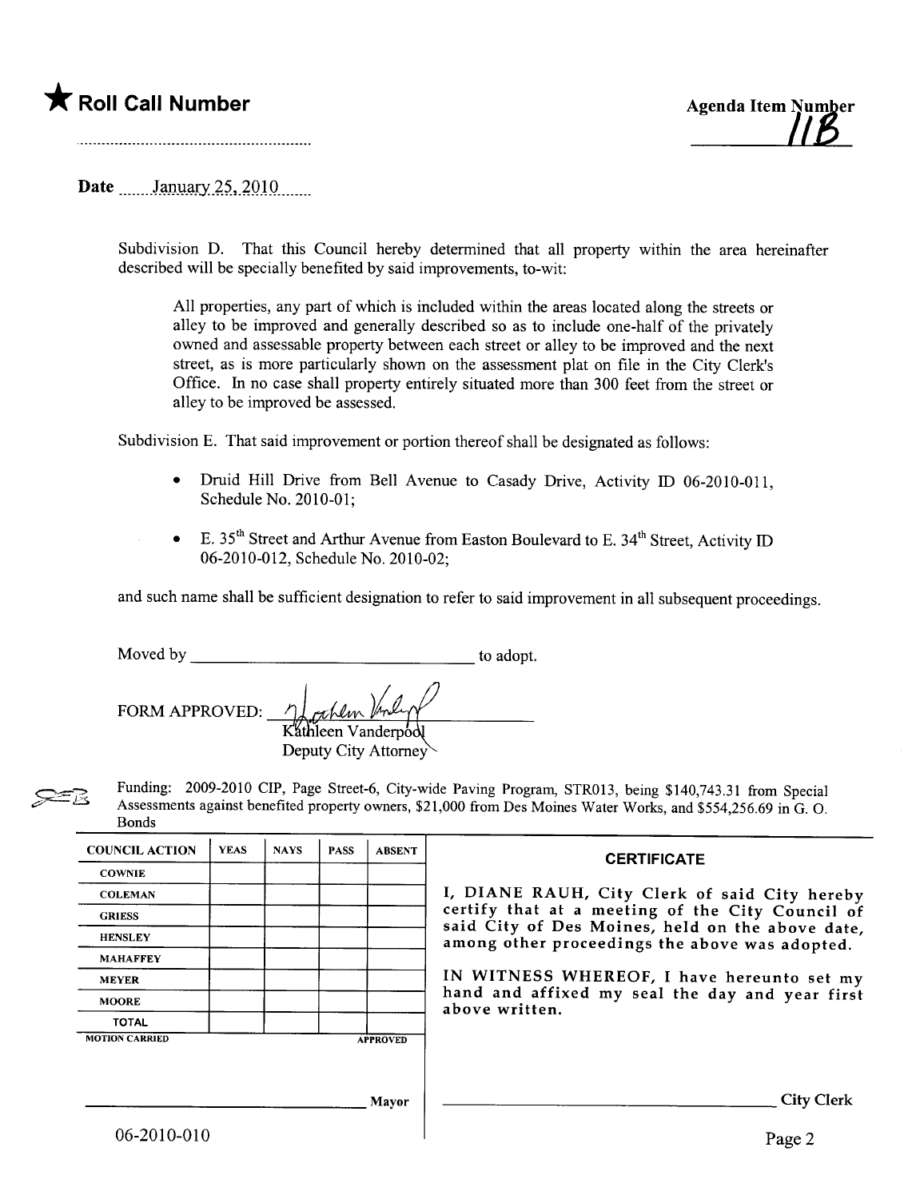★ **Roll Call Number**

..........................................................

**Agenda Item Number**
**11B**

**Date** January 25, 2010

Subdivision D. That this Council hereby determined that all property within the area hereinafter described will be specially benefited by said improvements, to-wit:

> All properties, any part of which is included within the areas located along the streets or alley to be improved and generally described so as to include one-half of the privately owned and assessable property between each street or alley to be improved and the next street, as is more particularly shown on the assessment plat on file in the City Clerk's Office. In no case shall property entirely situated more than 300 feet from the street or alley to be improved be assessed.

Subdivision E. That said improvement or portion thereof shall be designated as follows:

- Druid Hill Drive from Bell Avenue to Casady Drive, Activity ID 06-2010-011, Schedule No. 2010-01;
- E. 35th Street and Arthur Avenue from Easton Boulevard to E. 34th Street, Activity ID 06-2010-012, Schedule No. 2010-02;

and such name shall be sufficient designation to refer to said improvement in all subsequent proceedings.

Moved by ________________________________ to adopt.

FORM APPROVED: Kathleen Vanderpool
Kathleen Vanderpool
Deputy City Attorney

Funding: 2009-2010 CIP, Page Street-6, City-wide Paving Program, STR013, being $140,743.31 from Special Assessments against benefited property owners, $21,000 from Des Moines Water Works, and $554,256.69 in G. O. Bonds

| COUNCIL ACTION | YEAS | NAYS | PASS | ABSENT |
|---|---|---|---|---|
| COWNIE | | | | |
| COLEMAN | | | | |
| GRIESS | | | | |
| HENSLEY | | | | |
| MAHAFFEY | | | | |
| MEYER | | | | |
| MOORE | | | | |
| TOTAL | | | | |

MOTION CARRIED APPROVED

________________________________ Mayor

**CERTIFICATE**

I, DIANE RAUH, City Clerk of said City hereby certify that at a meeting of the City Council of said City of Des Moines, held on the above date, among other proceedings the above was adopted.

IN WITNESS WHEREOF, I have hereunto set my hand and affixed my seal the day and year first above written.

________________________________ City Clerk

06-2010-010